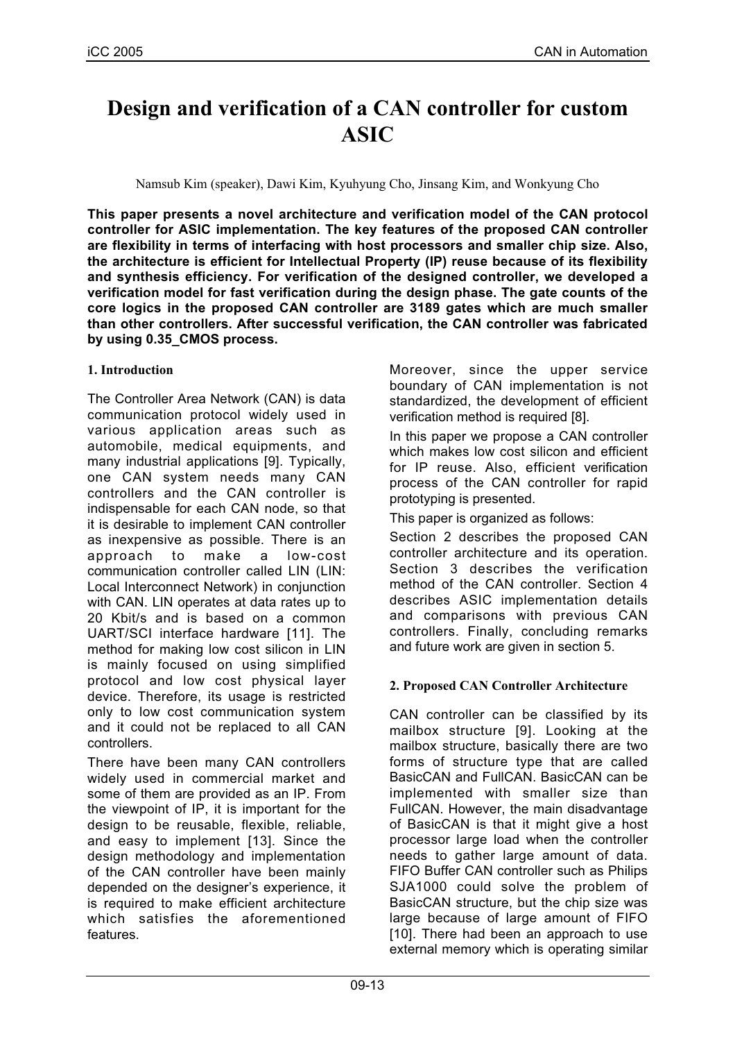# Design and verification of a CAN controller for custom ASIC

Namsub Kim (speaker), Dawi Kim, Kyuhyung Cho, Jinsang Kim, and Wonkyung Cho

**This paper presents a novel architecture and verification model of the CAN protocol controller for ASIC implementation. The key features of the proposed CAN controller are flexibility in terms of interfacing with host processors and smaller chip size. Also, the architecture is efficient for Intellectual Property (IP) reuse because of its flexibility and synthesis efficiency. For verification of the designed controller, we developed a verification model for fast verification during the design phase. The gate counts of the core logics in the proposed CAN controller are 3189 gates which are much smaller than other controllers. After successful verification, the CAN controller was fabricated by using 0.35_CMOS process.**

## 1. Introduction

The Controller Area Network (CAN) is data communication protocol widely used in various application areas such as automobile, medical equipments, and many industrial applications [9]. Typically, one CAN system needs many CAN controllers and the CAN controller is indispensable for each CAN node, so that it is desirable to implement CAN controller as inexpensive as possible. There is an approach to make a low-cost communication controller called LIN (LIN: Local Interconnect Network) in conjunction with CAN. LIN operates at data rates up to 20 Kbit/s and is based on a common UART/SCI interface hardware [11]. The method for making low cost silicon in LIN is mainly focused on using simplified protocol and low cost physical layer device. Therefore, its usage is restricted only to low cost communication system and it could not be replaced to all CAN controllers.

There have been many CAN controllers widely used in commercial market and some of them are provided as an IP. From the viewpoint of IP, it is important for the design to be reusable, flexible, reliable, and easy to implement [13]. Since the design methodology and implementation of the CAN controller have been mainly depended on the designer's experience, it is required to make efficient architecture which satisfies the aforementioned features.

Moreover, since the upper service boundary of CAN implementation is not standardized, the development of efficient verification method is required [8].

In this paper we propose a CAN controller which makes low cost silicon and efficient for IP reuse. Also, efficient verification process of the CAN controller for rapid prototyping is presented.

This paper is organized as follows:

Section 2 describes the proposed CAN controller architecture and its operation. Section 3 describes the verification method of the CAN controller. Section 4 describes ASIC implementation details and comparisons with previous CAN controllers. Finally, concluding remarks and future work are given in section 5.

## 2. Proposed CAN Controller Architecture

CAN controller can be classified by its mailbox structure [9]. Looking at the mailbox structure, basically there are two forms of structure type that are called BasicCAN and FullCAN. BasicCAN can be implemented with smaller size than FullCAN. However, the main disadvantage of BasicCAN is that it might give a host processor large load when the controller needs to gather large amount of data. FIFO Buffer CAN controller such as Philips SJA1000 could solve the problem of BasicCAN structure, but the chip size was large because of large amount of FIFO [10]. There had been an approach to use external memory which is operating similar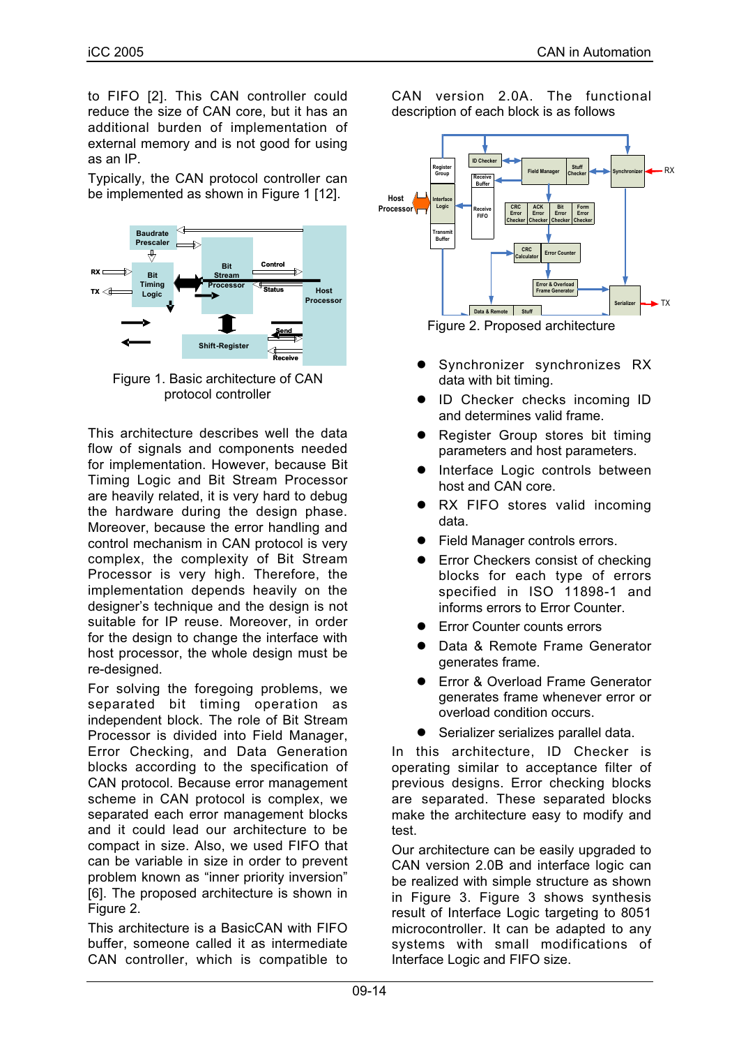to FIFO [2]. This CAN controller could reduce the size of CAN core, but it has an additional burden of implementation of external memory and is not good for using as an IP.

Typically, the CAN protocol controller can be implemented as shown in Figure 1 [12].

Figure 1. Basic architecture of CAN protocol controller

This architecture describes well the data flow of signals and components needed for implementation. However, because Bit Timing Logic and Bit Stream Processor are heavily related, it is very hard to debug the hardware during the design phase. Moreover, because the error handling and control mechanism in CAN protocol is very complex, the complexity of Bit Stream Processor is very high. Therefore, the implementation depends heavily on the designer's technique and the design is not suitable for IP reuse. Moreover, in order for the design to change the interface with host processor, the whole design must be re-designed.

For solving the foregoing problems, we separated bit timing operation as independent block. The role of Bit Stream Processor is divided into Field Manager, Error Checking, and Data Generation blocks according to the specification of CAN protocol. Because error management scheme in CAN protocol is complex, we separated each error management blocks and it could lead our architecture to be compact in size. Also, we used FIFO that can be variable in size in order to prevent problem known as "inner priority inversion" [6]. The proposed architecture is shown in Figure 2.

This architecture is a BasicCAN with FIFO buffer, someone called it as intermediate CAN controller, which is compatible to CAN version 2.0A. The functional description of each block is as follows

Figure 2. Proposed architecture

- Synchronizer synchronizes RX data with bit timing.
- ID Checker checks incoming ID and determines valid frame.
- Register Group stores bit timing parameters and host parameters.
- Interface Logic controls between host and CAN core.
- RX FIFO stores valid incoming data.
- Field Manager controls errors.
- Error Checkers consist of checking blocks for each type of errors specified in ISO 11898-1 and informs errors to Error Counter.
- Error Counter counts errors
- Data & Remote Frame Generator generates frame.
- Error & Overload Frame Generator generates frame whenever error or overload condition occurs.
- Serializer serializes parallel data.

In this architecture, ID Checker is operating similar to acceptance filter of previous designs. Error checking blocks are separated. These separated blocks make the architecture easy to modify and test.

Our architecture can be easily upgraded to CAN version 2.0B and interface logic can be realized with simple structure as shown in Figure 3. Figure 3 shows synthesis result of Interface Logic targeting to 8051 microcontroller. It can be adapted to any systems with small modifications of Interface Logic and FIFO size.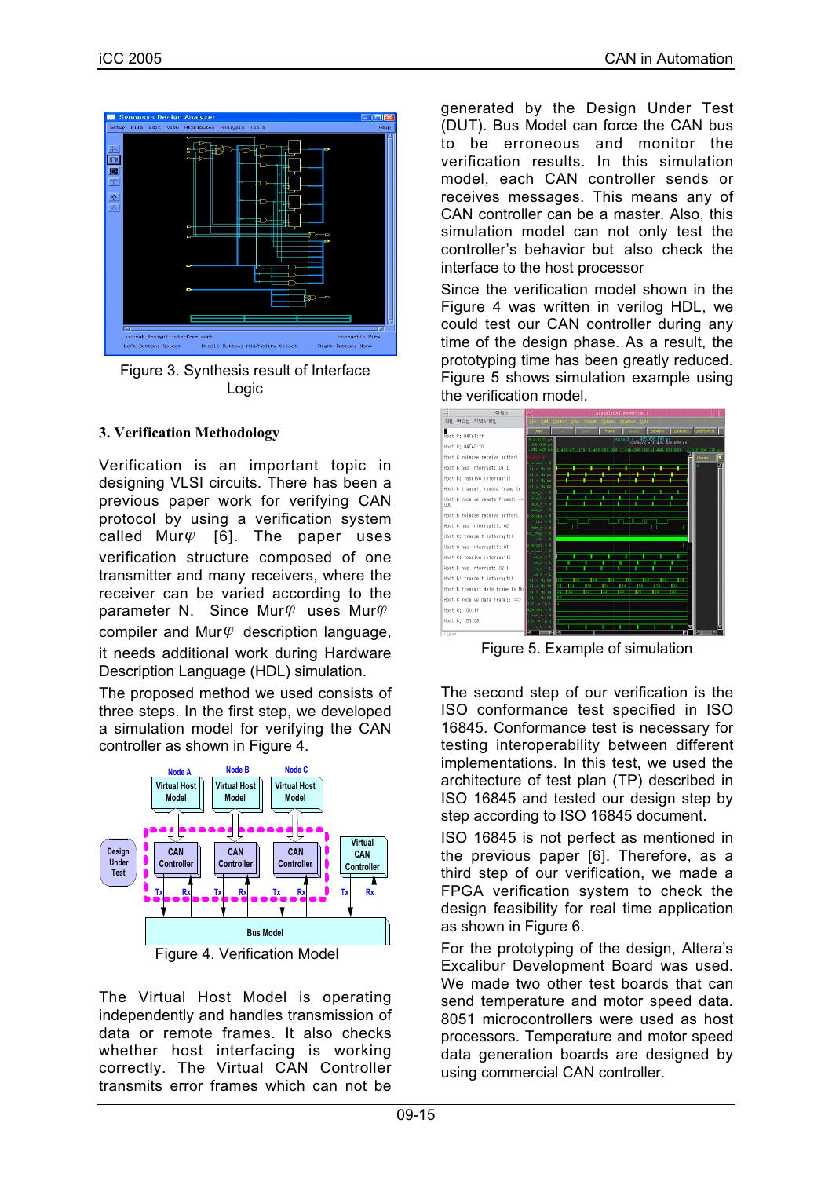Figure 3. Synthesis result of Interface Logic

### 3. Verification Methodology

Verification is an important topic in designing VLSI circuits. There has been a previous paper work for verifying CAN protocol by using a verification system called Mur$\varphi$ [6]. The paper uses verification structure composed of one transmitter and many receivers, where the receiver can be varied according to the parameter N. Since Mur$\varphi$ uses Mur$\varphi$ compiler and Mur$\varphi$ description language, it needs additional work during Hardware Description Language (HDL) simulation.

The proposed method we used consists of three steps. In the first step, we developed a simulation model for verifying the CAN controller as shown in Figure 4.

Figure 4. Verification Model

The Virtual Host Model is operating independently and handles transmission of data or remote frames. It also checks whether host interfacing is working correctly. The Virtual CAN Controller transmits error frames which can not be generated by the Design Under Test (DUT). Bus Model can force the CAN bus to be erroneous and monitor the verification results. In this simulation model, each CAN controller sends or receives messages. This means any of CAN controller can be a master. Also, this simulation model can not only test the controller's behavior but also check the interface to the host processor

Since the verification model shown in the Figure 4 was written in verilog HDL, we could test our CAN controller during any time of the design phase. As a result, the prototyping time has been greatly reduced. Figure 5 shows simulation example using the verification model.

Figure 5. Example of simulation

The second step of our verification is the ISO conformance test specified in ISO 16845. Conformance test is necessary for testing interoperability between different implementations. In this test, we used the architecture of test plan (TP) described in ISO 16845 and tested our design step by step according to ISO 16845 document.

ISO 16845 is not perfect as mentioned in the previous paper [6]. Therefore, as a third step of our verification, we made a FPGA verification system to check the design feasibility for real time application as shown in Figure 6.

For the prototyping of the design, Altera's Excalibur Development Board was used. We made two other test boards that can send temperature and motor speed data. 8051 microcontrollers were used as host processors. Temperature and motor speed data generation boards are designed by using commercial CAN controller.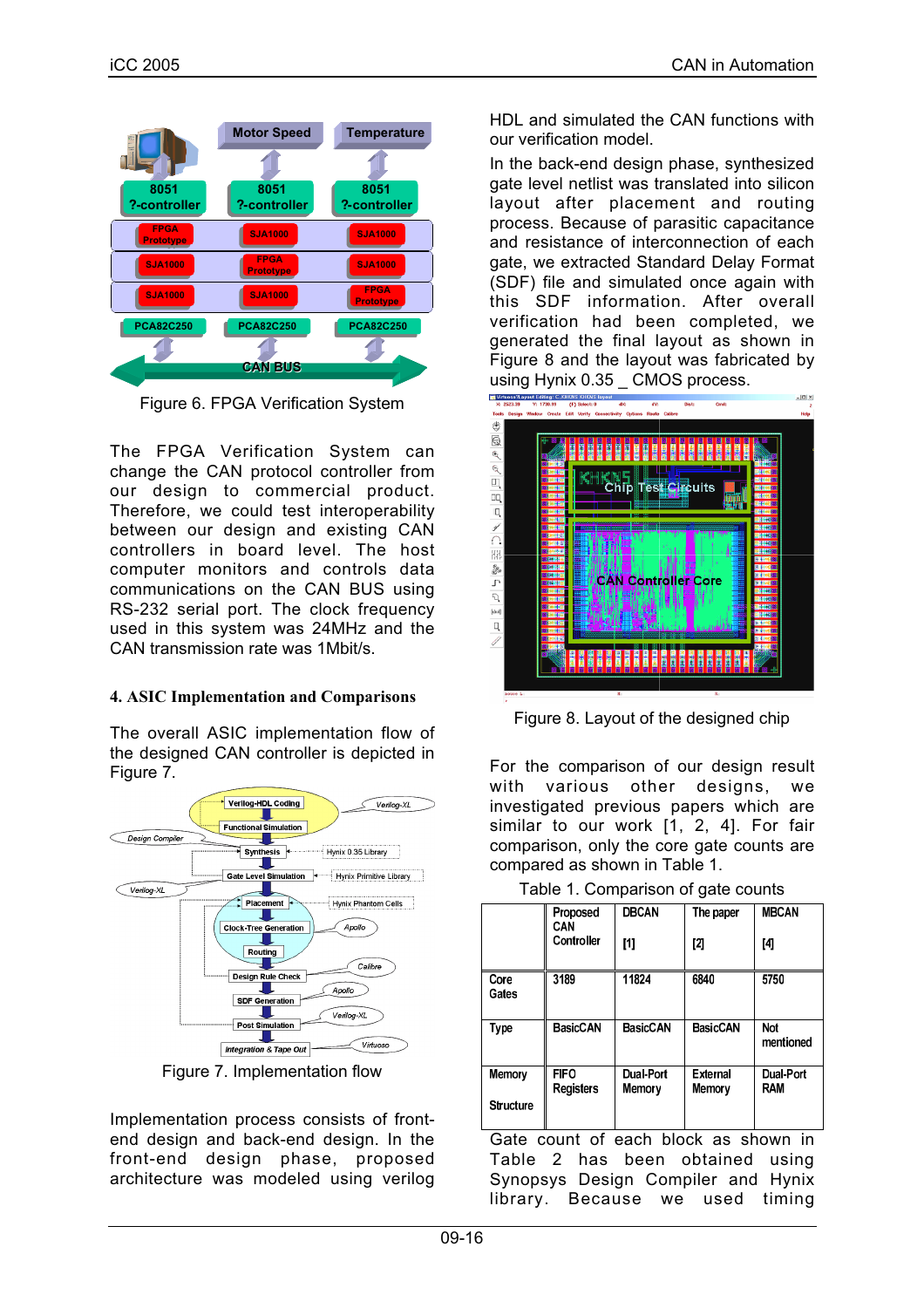Figure 6. FPGA Verification System

The FPGA Verification System can change the CAN protocol controller from our design to commercial product. Therefore, we could test interoperability between our design and existing CAN controllers in board level. The host computer monitors and controls data communications on the CAN BUS using RS-232 serial port. The clock frequency used in this system was 24MHz and the CAN transmission rate was 1Mbit/s.

## 4. ASIC Implementation and Comparisons

The overall ASIC implementation flow of the designed CAN controller is depicted in Figure 7.

Figure 7. Implementation flow

Implementation process consists of front-end design and back-end design. In the front-end design phase, proposed architecture was modeled using verilog HDL and simulated the CAN functions with our verification model.

In the back-end design phase, synthesized gate level netlist was translated into silicon layout after placement and routing process. Because of parasitic capacitance and resistance of interconnection of each gate, we extracted Standard Delay Format (SDF) file and simulated once again with this SDF information. After overall verification had been completed, we generated the final layout as shown in Figure 8 and the layout was fabricated by using Hynix 0.35 _ CMOS process.

Figure 8. Layout of the designed chip

For the comparison of our design result with various other designs, we investigated previous papers which are similar to our work [1, 2, 4]. For fair comparison, only the core gate counts are compared as shown in Table 1.

Table 1. Comparison of gate counts

| | Proposed CAN Controller | DBCAN [1] | The paper [2] | MBCAN [4] |
|---|---|---|---|---|
| Core Gates | 3189 | 11824 | 6840 | 5750 |
| Type | BasicCAN | BasicCAN | BasicCAN | Not mentioned |
| Memory Structure | FIFO Registers | Dual-Port Memory | External Memory | Dual-Port RAM |

Gate count of each block as shown in Table 2 has been obtained using Synopsys Design Compiler and Hynix library. Because we used timing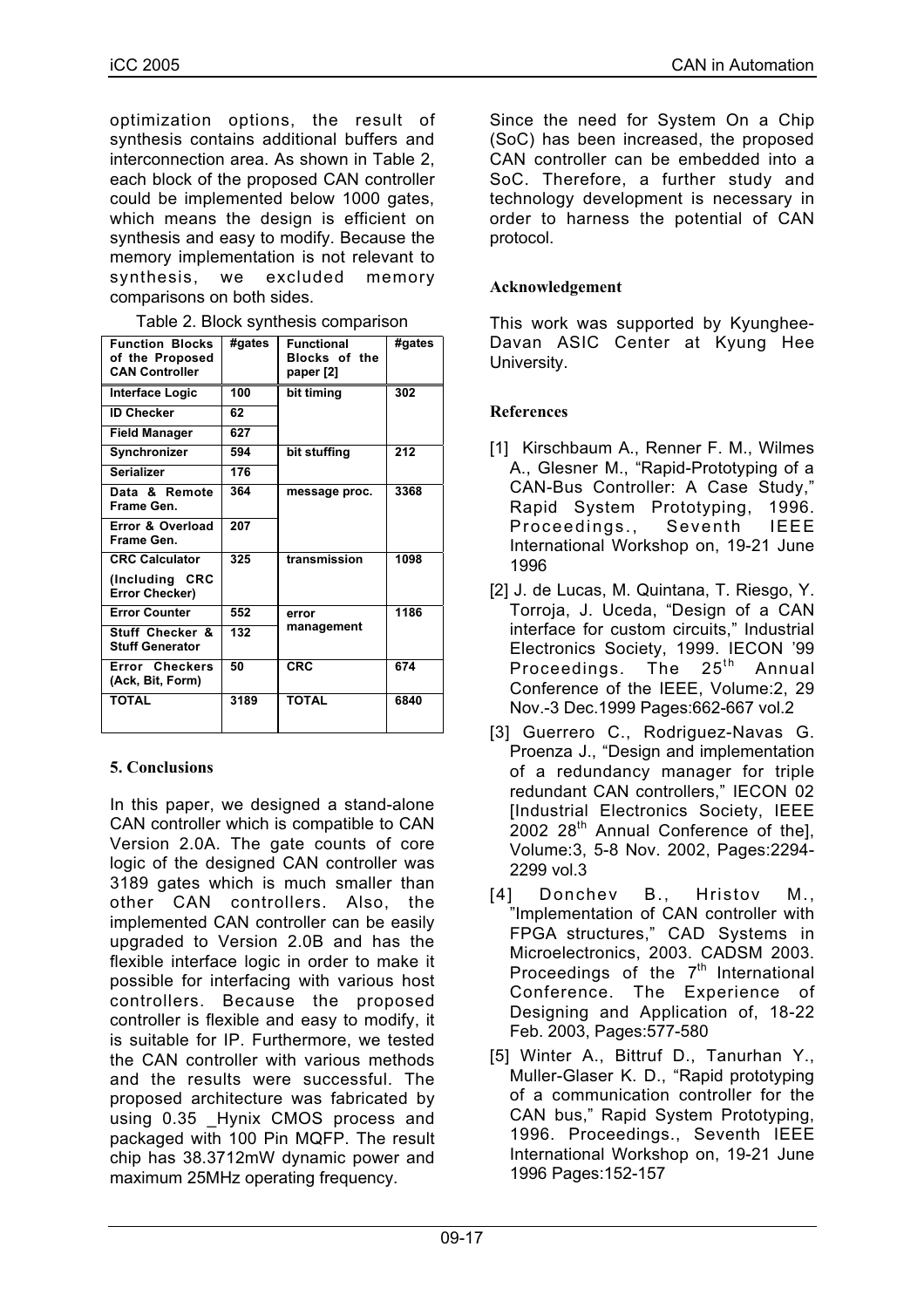optimization options, the result of synthesis contains additional buffers and interconnection area. As shown in Table 2, each block of the proposed CAN controller could be implemented below 1000 gates, which means the design is efficient on synthesis and easy to modify. Because the memory implementation is not relevant to synthesis, we excluded memory comparisons on both sides.

Table 2. Block synthesis comparison

| Function Blocks of the Proposed CAN Controller | #gates | Functional Blocks of the paper [2] | #gates |
|---|---|---|---|
| Interface Logic | 100 | bit timing | 302 |
| ID Checker | 62 | | |
| Field Manager | 627 | | |
| Synchronizer | 594 | bit stuffing | 212 |
| Serializer | 176 | | |
| Data & Remote Frame Gen. | 364 | message proc. | 3368 |
| Error & Overload Frame Gen. | 207 | | |
| CRC Calculator (Including CRC Error Checker) | 325 | transmission | 1098 |
| Error Counter | 552 | error management | 1186 |
| Stuff Checker & Stuff Generator | 132 | | |
| Error Checkers (Ack, Bit, Form) | 50 | CRC | 674 |
| TOTAL | 3189 | TOTAL | 6840 |

## 5. Conclusions

In this paper, we designed a stand-alone CAN controller which is compatible to CAN Version 2.0A. The gate counts of core logic of the designed CAN controller was 3189 gates which is much smaller than other CAN controllers. Also, the implemented CAN controller can be easily upgraded to Version 2.0B and has the flexible interface logic in order to make it possible for interfacing with various host controllers. Because the proposed controller is flexible and easy to modify, it is suitable for IP. Furthermore, we tested the CAN controller with various methods and the results were successful. The proposed architecture was fabricated by using 0.35 _Hynix CMOS process and packaged with 100 Pin MQFP. The result chip has 38.3712mW dynamic power and maximum 25MHz operating frequency.

Since the need for System On a Chip (SoC) has been increased, the proposed CAN controller can be embedded into a SoC. Therefore, a further study and technology development is necessary in order to harness the potential of CAN protocol.

## Acknowledgement

This work was supported by Kyunghee-Davan ASIC Center at Kyung Hee University.

## References

[1] Kirschbaum A., Renner F. M., Wilmes A., Glesner M., "Rapid-Prototyping of a CAN-Bus Controller: A Case Study," Rapid System Prototyping, 1996. Proceedings., Seventh IEEE International Workshop on, 19-21 June 1996

[2] J. de Lucas, M. Quintana, T. Riesgo, Y. Torroja, J. Uceda, "Design of a CAN interface for custom circuits," Industrial Electronics Society, 1999. IECON '99 Proceedings. The 25th Annual Conference of the IEEE, Volume:2, 29 Nov.-3 Dec.1999 Pages:662-667 vol.2

[3] Guerrero C., Rodriguez-Navas G. Proenza J., "Design and implementation of a redundancy manager for triple redundant CAN controllers," IECON 02 [Industrial Electronics Society, IEEE 2002 28th Annual Conference of the], Volume:3, 5-8 Nov. 2002, Pages:2294-2299 vol.3

[4] Donchev B., Hristov M., "Implementation of CAN controller with FPGA structures," CAD Systems in Microelectronics, 2003. CADSM 2003. Proceedings of the 7th International Conference. The Experience of Designing and Application of, 18-22 Feb. 2003, Pages:577-580

[5] Winter A., Bittruf D., Tanurhan Y., Muller-Glaser K. D., "Rapid prototyping of a communication controller for the CAN bus," Rapid System Prototyping, 1996. Proceedings., Seventh IEEE International Workshop on, 19-21 June 1996 Pages:152-157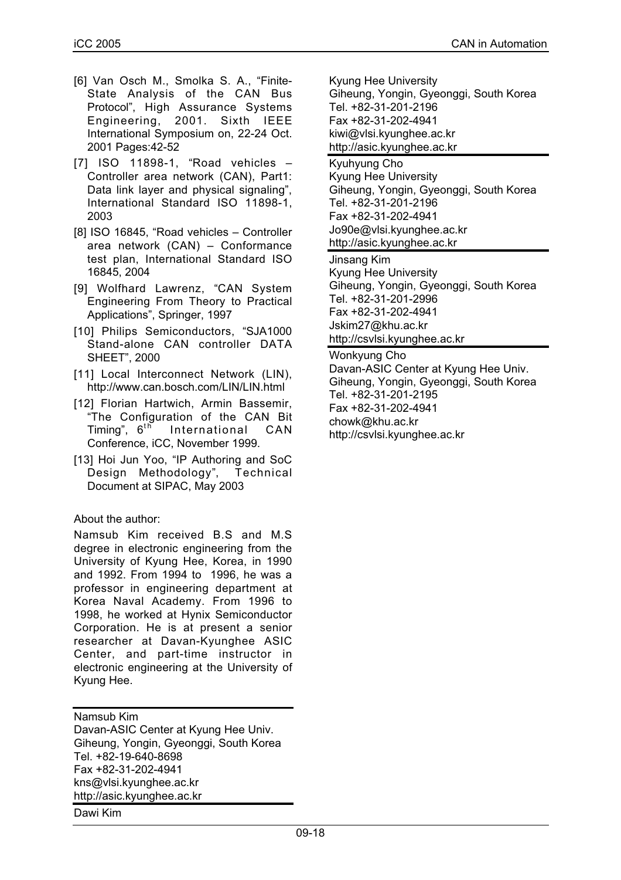[6] Van Osch M., Smolka S. A., "Finite-State Analysis of the CAN Bus Protocol", High Assurance Systems Engineering, 2001. Sixth IEEE International Symposium on, 22-24 Oct. 2001 Pages:42-52

[7] ISO 11898-1, "Road vehicles – Controller area network (CAN), Part1: Data link layer and physical signaling", International Standard ISO 11898-1, 2003

[8] ISO 16845, "Road vehicles – Controller area network (CAN) – Conformance test plan, International Standard ISO 16845, 2004

[9] Wolfhard Lawrenz, "CAN System Engineering From Theory to Practical Applications", Springer, 1997

[10] Philips Semiconductors, "SJA1000 Stand-alone CAN controller DATA SHEET", 2000

[11] Local Interconnect Network (LIN), http://www.can.bosch.com/LIN/LIN.html

[12] Florian Hartwich, Armin Bassemir, "The Configuration of the CAN Bit Timing", 6th International CAN Conference, iCC, November 1999.

[13] Hoi Jun Yoo, "IP Authoring and SoC Design Methodology", Technical Document at SIPAC, May 2003

About the author:

Namsub Kim received B.S and M.S degree in electronic engineering from the University of Kyung Hee, Korea, in 1990 and 1992. From 1994 to 1996, he was a professor in engineering department at Korea Naval Academy. From 1996 to 1998, he worked at Hynix Semiconductor Corporation. He is at present a senior researcher at Davan-Kyunghee ASIC Center, and part-time instructor in electronic engineering at the University of Kyung Hee.

---

Namsub Kim
Davan-ASIC Center at Kyung Hee Univ.
Giheung, Yongin, Gyeonggi, South Korea
Tel. +82-19-640-8698
Fax +82-31-202-4941
kns@vlsi.kyunghee.ac.kr
http://asic.kyunghee.ac.kr

---

Dawi Kim
Kyung Hee University
Giheung, Yongin, Gyeonggi, South Korea
Tel. +82-31-201-2196
Fax +82-31-202-4941
kiwi@vlsi.kyunghee.ac.kr
http://asic.kyunghee.ac.kr

---

Kyuhyung Cho
Kyung Hee University
Giheung, Yongin, Gyeonggi, South Korea
Tel. +82-31-201-2196
Fax +82-31-202-4941
Jo90e@vlsi.kyunghee.ac.kr
http://asic.kyunghee.ac.kr

---

Jinsang Kim
Kyung Hee University
Giheung, Yongin, Gyeonggi, South Korea
Tel. +82-31-201-2996
Fax +82-31-202-4941
Jskim27@khu.ac.kr
http://csvlsi.kyunghee.ac.kr

---

Wonkyung Cho
Davan-ASIC Center at Kyung Hee Univ.
Giheung, Yongin, Gyeonggi, South Korea
Tel. +82-31-201-2195
Fax +82-31-202-4941
chowk@khu.ac.kr
http://csvlsi.kyunghee.ac.kr